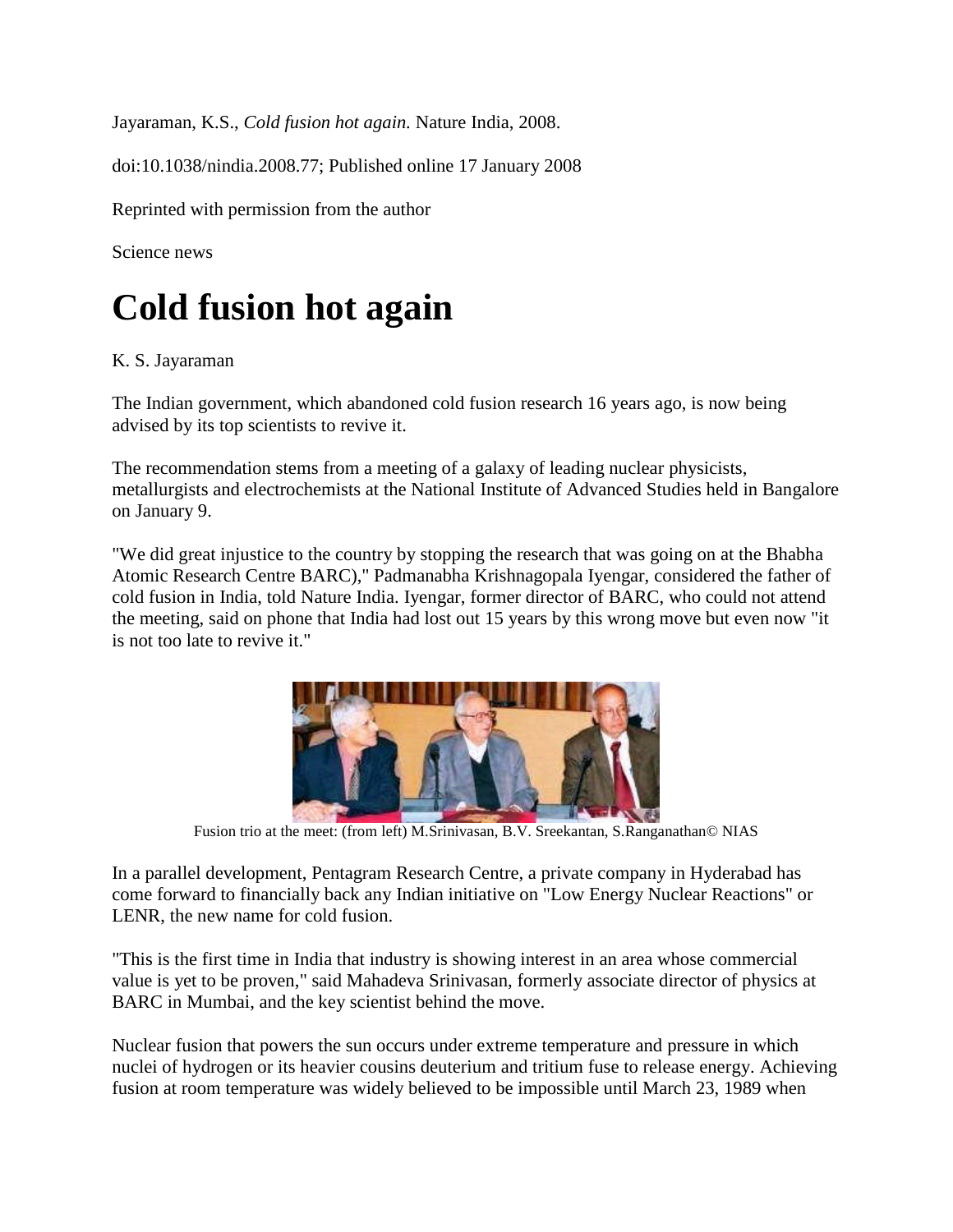Jayaraman, K.S., *Cold fusion hot again.* Nature India, 2008.

doi:10.1038/nindia.2008.77; Published online 17 January 2008

Reprinted with permission from the author

Science news

# Cold fusion hot again

K. S. Jayaraman

The Indian government, which abandoned cold fusion research 16 years ago, is now being advised by its top scientists to revive it.

The recommendation stems from a meeting of a galaxy of leading nuclear physicists, metallurgists and electrochemists at the National Institute of Advanced Studies held in Bangalore on January 9.

"We did great injustice to the country by stopping the research that was going on at the Bhabha Atomic Research Centre BARC)," Padmanabha Krishnagopala Iyengar, considered the father of cold fusion in India, told Nature India. Iyengar, former director of BARC, who could not attend the meeting, said on phone that India had lost out 15 years by this wrong move but even now "it is not too late to revive it."

Fusion trio at the meet: (from left) M.Srinivasan, B.V. Sreekantan, S.Ranganathan© NIAS

In a parallel development, Pentagram Research Centre, a private company in Hyderabad has come forward to financially back any Indian initiative on "Low Energy Nuclear Reactions" or LENR, the new name for cold fusion.

"This is the first time in India that industry is showing interest in an area whose commercial value is yet to be proven," said Mahadeva Srinivasan, formerly associate director of physics at BARC in Mumbai, and the key scientist behind the move.

Nuclear fusion that powers the sun occurs under extreme temperature and pressure in which nuclei of hydrogen or its heavier cousins deuterium and tritium fuse to release energy. Achieving fusion at room temperature was widely believed to be impossible until March 23, 1989 when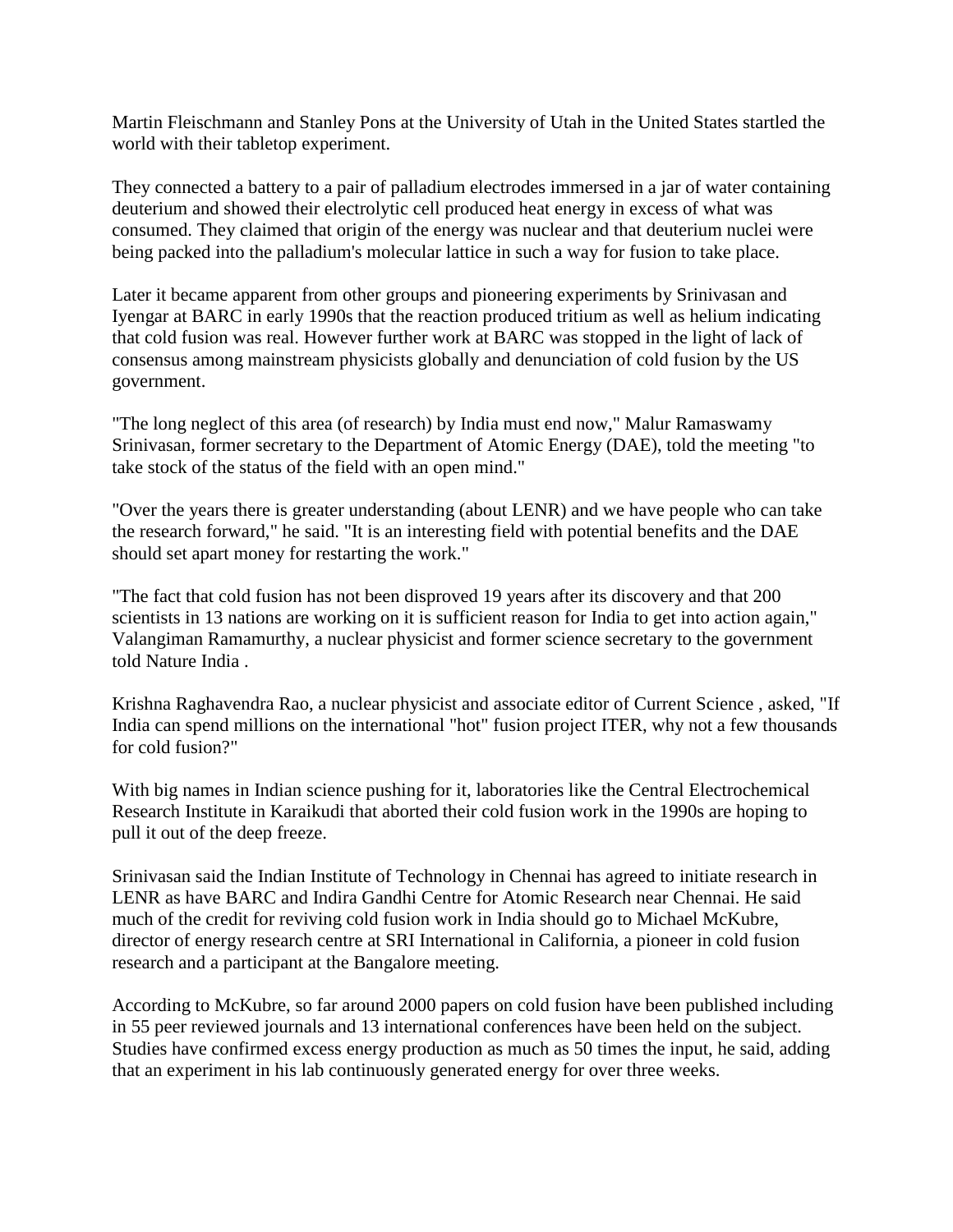Martin Fleischmann and Stanley Pons at the University of Utah in the United States startled the world with their tabletop experiment.

They connected a battery to a pair of palladium electrodes immersed in a jar of water containing deuterium and showed their electrolytic cell produced heat energy in excess of what was consumed. They claimed that origin of the energy was nuclear and that deuterium nuclei were being packed into the palladium's molecular lattice in such a way for fusion to take place.

Later it became apparent from other groups and pioneering experiments by Srinivasan and Iyengar at BARC in early 1990s that the reaction produced tritium as well as helium indicating that cold fusion was real. However further work at BARC was stopped in the light of lack of consensus among mainstream physicists globally and denunciation of cold fusion by the US government.

"The long neglect of this area (of research) by India must end now," Malur Ramaswamy Srinivasan, former secretary to the Department of Atomic Energy (DAE), told the meeting "to take stock of the status of the field with an open mind."

"Over the years there is greater understanding (about LENR) and we have people who can take the research forward," he said. "It is an interesting field with potential benefits and the DAE should set apart money for restarting the work."

"The fact that cold fusion has not been disproved 19 years after its discovery and that 200 scientists in 13 nations are working on it is sufficient reason for India to get into action again," Valangiman Ramamurthy, a nuclear physicist and former science secretary to the government told Nature India .

Krishna Raghavendra Rao, a nuclear physicist and associate editor of Current Science , asked, "If India can spend millions on the international "hot" fusion project ITER, why not a few thousands for cold fusion?"

With big names in Indian science pushing for it, laboratories like the Central Electrochemical Research Institute in Karaikudi that aborted their cold fusion work in the 1990s are hoping to pull it out of the deep freeze.

Srinivasan said the Indian Institute of Technology in Chennai has agreed to initiate research in LENR as have BARC and Indira Gandhi Centre for Atomic Research near Chennai. He said much of the credit for reviving cold fusion work in India should go to Michael McKubre, director of energy research centre at SRI International in California, a pioneer in cold fusion research and a participant at the Bangalore meeting.

According to McKubre, so far around 2000 papers on cold fusion have been published including in 55 peer reviewed journals and 13 international conferences have been held on the subject. Studies have confirmed excess energy production as much as 50 times the input, he said, adding that an experiment in his lab continuously generated energy for over three weeks.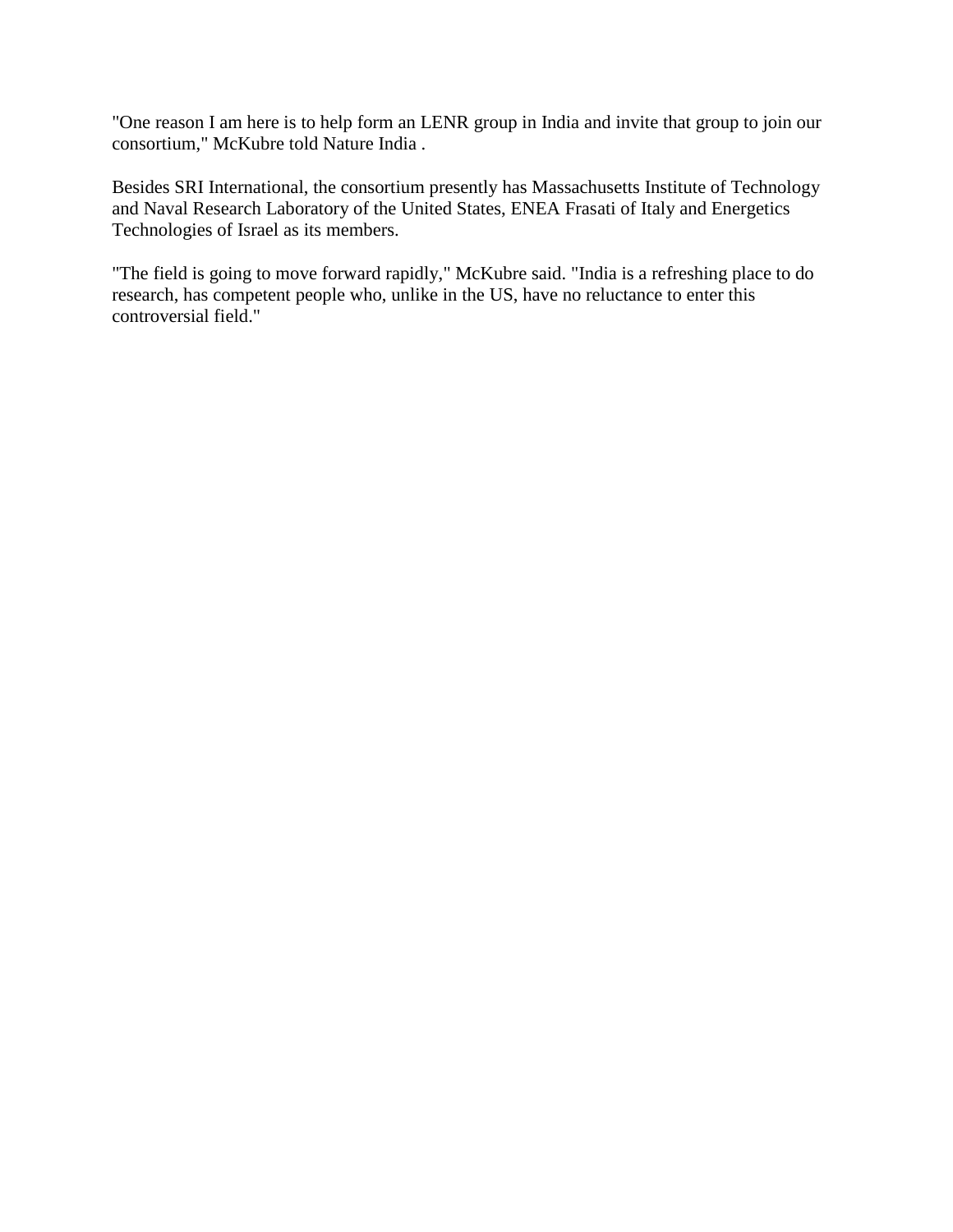"One reason I am here is to help form an LENR group in India and invite that group to join our consortium," McKubre told Nature India .

Besides SRI International, the consortium presently has Massachusetts Institute of Technology and Naval Research Laboratory of the United States, ENEA Frasati of Italy and Energetics Technologies of Israel as its members.

"The field is going to move forward rapidly," McKubre said. "India is a refreshing place to do research, has competent people who, unlike in the US, have no reluctance to enter this controversial field."